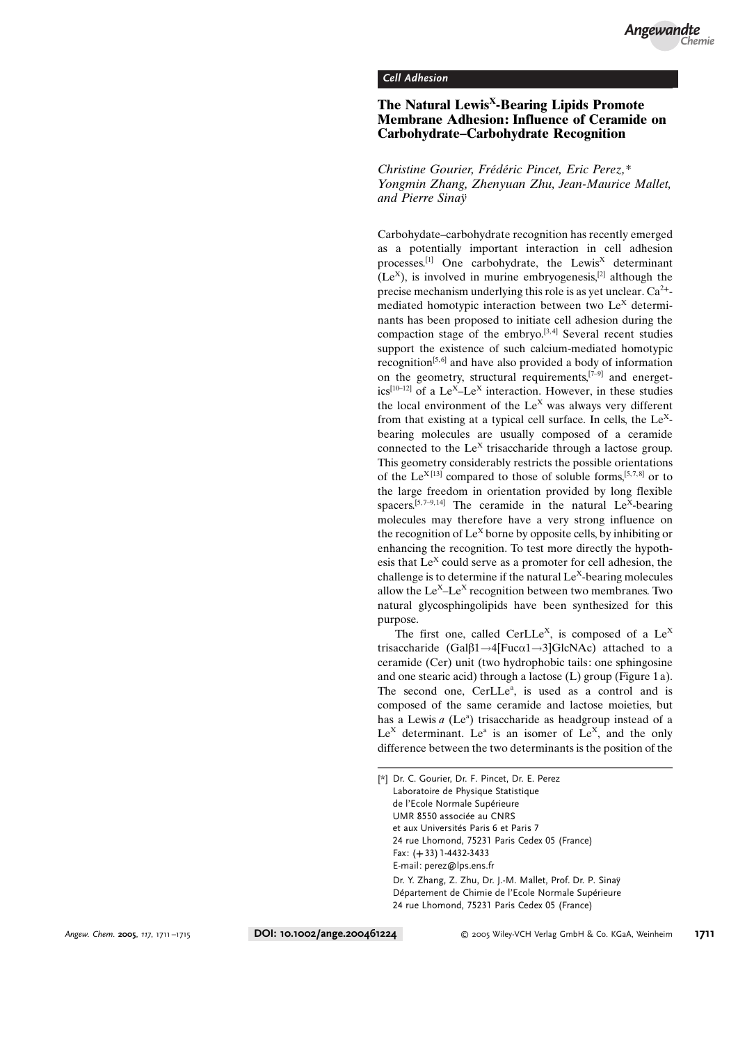*Cell Adhesion*

## The Natural Lewis$^{X}$-Bearing Lipids Promote Membrane Adhesion: Influence of Ceramide on Carbohydrate–Carbohydrate Recognition

*Christine Gourier, Frédéric Pincet, Eric Perez,\* Yongmin Zhang, Zhenyuan Zhu, Jean-Maurice Mallet, and Pierre Sinaÿ*

Carbohydate–carbohydrate recognition has recently emerged as a potentially important interaction in cell adhesion processes.[1] One carbohydrate, the Lewis$^{X}$ determinant (Le$^{X}$), is involved in murine embryogenesis,[2] although the precise mechanism underlying this role is as yet unclear. $Ca^{2+}$-mediated homotypic interaction between two Le$^{X}$ determinants has been proposed to initiate cell adhesion during the compaction stage of the embryo.[3,4] Several recent studies support the existence of such calcium-mediated homotypic recognition[5,6] and have also provided a body of information on the geometry, structural requirements,[7–9] and energetics[10–12] of a Le$^{X}$–Le$^{X}$ interaction. However, in these studies the local environment of the Le$^{X}$ was always very different from that existing at a typical cell surface. In cells, the Le$^{X}$-bearing molecules are usually composed of a ceramide connected to the Le$^{X}$ trisaccharide through a lactose group. This geometry considerably restricts the possible orientations of the Le$^{X}$[13] compared to those of soluble forms,[5,7,8] or to the large freedom in orientation provided by long flexible spacers.[5,7–9,14] The ceramide in the natural Le$^{X}$-bearing molecules may therefore have a very strong influence on the recognition of Le$^{X}$ borne by opposite cells, by inhibiting or enhancing the recognition. To test more directly the hypothesis that Le$^{X}$ could serve as a promoter for cell adhesion, the challenge is to determine if the natural Le$^{X}$-bearing molecules allow the Le$^{X}$–Le$^{X}$ recognition between two membranes. Two natural glycosphingolipids have been synthesized for this purpose.

The first one, called CerLLe$^{X}$, is composed of a Le$^{X}$ trisaccharide (Galβ1→4[Fucα1→3]GlcNAc) attached to a ceramide (Cer) unit (two hydrophobic tails: one sphingosine and one stearic acid) through a lactose (L) group (Figure 1a). The second one, CerLLe$^{a}$, is used as a control and is composed of the same ceramide and lactose moieties, but has a Lewis *a* (Le$^{a}$) trisaccharide as headgroup instead of a Le$^{X}$ determinant. Le$^{a}$ is an isomer of Le$^{X}$, and the only difference between the two determinants is the position of the

---

[\*] Dr. C. Gourier, Dr. F. Pincet, Dr. E. Perez
Laboratoire de Physique Statistique
de l'Ecole Normale Supérieure
UMR 8550 associée au CNRS
et aux Universités Paris 6 et Paris 7
24 rue Lhomond, 75231 Paris Cedex 05 (France)
Fax: (+33) 1-4432-3433
E-mail: perez@lps.ens.fr

Dr. Y. Zhang, Z. Zhu, Dr. J.-M. Mallet, Prof. Dr. P. Sinaÿ
Département de Chimie de l'Ecole Normale Supérieure
24 rue Lhomond, 75231 Paris Cedex 05 (France)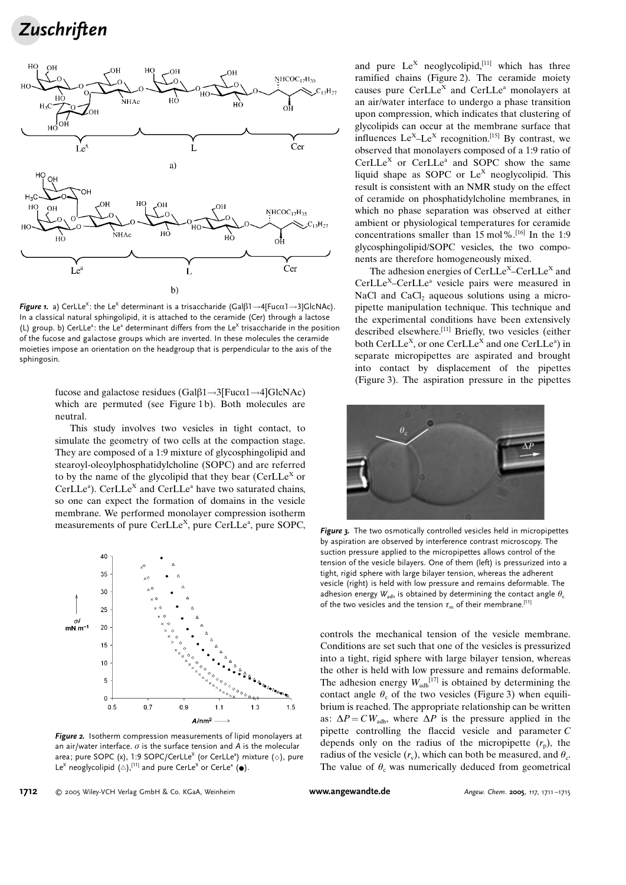**Figure 1.** a) CerLLe$^X$: the Le$^X$ determinant is a trisaccharide (Galβ1→4[Fucα1→3]GlcNAc). In a classical natural sphingolipid, it is attached to the ceramide (Cer) through a lactose (L) group. b) CerLLe$^a$: the Le$^a$ determinant differs from the Le$^X$ trisaccharide in the position of the fucose and galactose groups which are inverted. In these molecules the ceramide moieties impose an orientation on the headgroup that is perpendicular to the axis of the sphingosin.

fucose and galactose residues (Galβ1→3[Fucα1→4]GlcNAc) which are permuted (see Figure 1b). Both molecules are neutral.

This study involves two vesicles in tight contact, to simulate the geometry of two cells at the compaction stage. They are composed of a 1:9 mixture of glycosphingolipid and stearoyl-oleoylphosphatidylcholine (SOPC) and are referred to by the name of the glycolipid that they bear (CerLLe$^X$ or CerLLe$^a$). CerLLe$^X$ and CerLLe$^a$ have two saturated chains, so one can expect the formation of domains in the vesicle membrane. We performed monolayer compression isotherm measurements of pure CerLLe$^X$, pure CerLLe$^a$, pure SOPC, and pure Le$^X$ neoglycolipid,[11] which has three ramified chains (Figure 2). The ceramide moiety causes pure CerLLe$^X$ and CerLLe$^a$ monolayers at an air/water interface to undergo a phase transition upon compression, which indicates that clustering of glycolipids can occur at the membrane surface that influences Le$^X$–Le$^X$ recognition.[15] By contrast, we observed that monolayers composed of a 1:9 ratio of CerLLe$^X$ or CerLLe$^a$ and SOPC show the same liquid shape as SOPC or Le$^X$ neoglycolipid. This result is consistent with an NMR study on the effect of ceramide on phosphatidylcholine membranes, in which no phase separation was observed at either ambient or physiological temperatures for ceramide concentrations smaller than 15 mol%.[16] In the 1:9 glycosphingolipid/SOPC vesicles, the two components are therefore homogeneously mixed.

**Figure 2.** Isotherm compression measurements of lipid monolayers at an air/water interface. $\sigma$ is the surface tension and $A$ is the molecular area; pure SOPC (×), 1:9 SOPC/CerLLe$^X$ (or CerLLe$^a$) mixture (◇), pure Le$^X$ neoglycolipid (△),[11] and pure CerLe$^X$ or CerLe$^a$ (●).

The adhesion energies of CerLLe$^X$–CerLLe$^X$ and CerLLe$^X$–CerLLe$^a$ vesicle pairs were measured in NaCl and $CaCl_2$ aqueous solutions using a micropipette manipulation technique. This technique and the experimental conditions have been extensively described elsewhere.[11] Briefly, two vesicles (either both CerLLe$^X$, or one CerLLe$^X$ and one CerLLe$^a$) in separate micropipettes are aspirated and brought into contact by displacement of the pipettes (Figure 3). The aspiration pressure in the pipettes controls the mechanical tension of the vesicle membrane. Conditions are set such that one of the vesicles is pressurized into a tight, rigid sphere with large bilayer tension, whereas the other is held with low pressure and remains deformable. The adhesion energy $W_{adh}$[17] is obtained by determining the contact angle $\theta_c$ of the two vesicles (Figure 3) when equilibrium is reached. The appropriate relationship can be written as: $\Delta P = C W_{adh}$, where $\Delta P$ is the pressure applied in the pipette controlling the flaccid vesicle and parameter $C$ depends only on the radius of the micropipette ($r_p$), the radius of the vesicle ($r_v$), which can both be measured, and $\theta_c$. The value of $\theta_c$ was numerically deduced from geometrical

**Figure 3.** The two osmotically controlled vesicles held in micropipettes by aspiration are observed by interference contrast microscopy. The suction pressure applied to the micropipettes allows control of the tension of the vesicle bilayers. One of them (left) is pressurized into a tight, rigid sphere with large bilayer tension, whereas the adherent vesicle (right) is held with low pressure and remains deformable. The adhesion energy $W_{adh}$ is obtained by determining the contact angle $\theta_c$ of the two vesicles and the tension $\tau_m$ of their membrane.[11]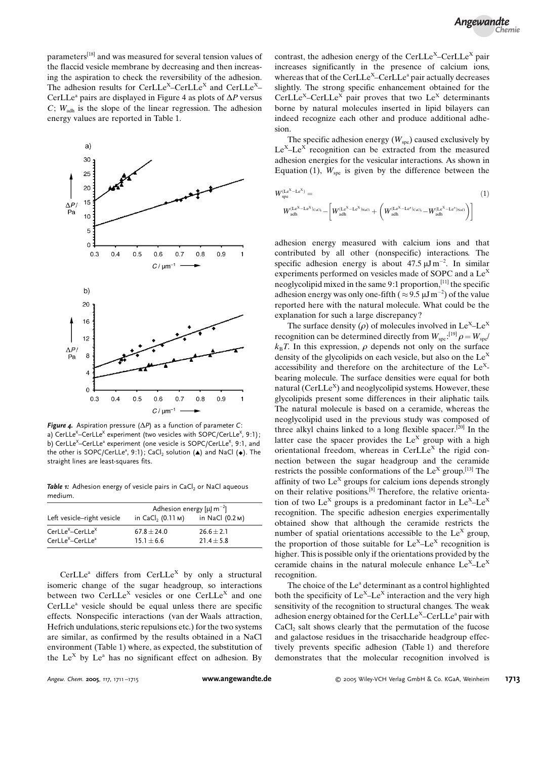parameters[18] and was measured for several tension values of the flaccid vesicle membrane by decreasing and then increasing the aspiration to check the reversibility of the adhesion. The adhesion results for $CerLLe^X$–$CerLLe^X$ and $CerLLe^X$–$CerLLe^a$ pairs are displayed in Figure 4 as plots of $\Delta P$ versus $C$; $W_{adh}$ is the slope of the linear regression. The adhesion energy values are reported in Table 1.

**Figure 4.** Aspiration pressure ($\Delta P$) as a function of parameter $C$: a) $CerLLe^X$–$CerLLe^X$ experiment (two vesicles with SOPC/$CerLLe^X$, 9:1); b) $CerLLe^X$–$CerLLe^a$ experiment (one vesicle is SOPC/$CerLLe^X$, 9:1, and the other is SOPC/$CerLLe^a$, 9:1); $CaCl_2$ solution (▲) and NaCl (◆). The straight lines are least-squares fits.

**Table 1:** Adhesion energy of vesicle pairs in $CaCl_2$ or NaCl aqueous medium.

| Left vesicle–right vesicle | Adhesion energy [$\mu J\,m^{-2}$] in $CaCl_2$ (0.11 M) | in NaCl (0.2 M) |
|---|---|---|
| $CerLLe^X$–$CerLLe^X$ | $67.8 \pm 24.0$ | $26.6 \pm 2.1$ |
| $CerLLe^X$–$CerLLe^a$ | $15.1 \pm 6.6$ | $21.4 \pm 5.8$ |

$CerLLe^a$ differs from $CerLLe^X$ by only a structural isomeric change of the sugar headgroup, so interactions between two $CerLLe^X$ vesicles or one $CerLLe^X$ and one $CerLLe^a$ vesicle should be equal unless there are specific effects. Nonspecific interactions (van der Waals attraction, Hefrich undulations, steric repulsions etc.) for the two systems are similar, as confirmed by the results obtained in a NaCl environment (Table 1) where, as expected, the substitution of the $Le^X$ by $Le^a$ has no significant effect on adhesion. By contrast, the adhesion energy of the $CerLLe^X$–$CerLLe^X$ pair increases significantly in the presence of calcium ions, whereas that of the $CerLLe^X$–$CerLLe^a$ pair actually decreases slightly. The strong specific enhancement obtained for the $CerLLe^X$–$CerLLe^X$ pair proves that two $Le^X$ determinants borne by natural molecules inserted in lipid bilayers can indeed recognize each other and produce additional adhesion.

The specific adhesion energy ($W_{spe}$) caused exclusively by $Le^X$–$Le^X$ recognition can be extracted from the measured adhesion energies for the vesicular interactions. As shown in Equation (1), $W_{spe}$ is given by the difference between the

$$W_{spe}^{(Le^X-Le^X)} = W_{adh}^{(Le^X-Le^X)_{CaCl_2}} - \left[ W_{adh}^{(Le^X-Le^X)_{NaCl}} + \left( W_{adh}^{(Le^X-Le^a)_{CaCl_2}} - W_{adh}^{(Le^X-Le^a)_{NaCl}} \right) \right] \tag{1}$$

adhesion energy measured with calcium ions and that contributed by all other (nonspecific) interactions. The specific adhesion energy is about 47.5 $\mu J\,m^{-2}$. In similar experiments performed on vesicles made of SOPC and a $Le^X$ neoglycolipid mixed in the same 9:1 proportion,[11] the specific adhesion energy was only one-fifth ($\approx 9.5\ \mu J\,m^{-2}$) of the value reported here with the natural molecule. What could be the explanation for such a large discrepancy?

The surface density ($\rho$) of molecules involved in $Le^X$–$Le^X$ recognition can be determined directly from $W_{spe}$:[19] $\rho = W_{spe}/k_BT$. In this expression, $\rho$ depends not only on the surface density of the glycolipids on each vesicle, but also on the $Le^X$ accessibility and therefore on the architecture of the $Le^X$-bearing molecule. The surface densities were equal for both natural ($CerLLe^X$) and neoglycolipid systems. However, these glycolipids present some differences in their aliphatic tails. The natural molecule is based on a ceramide, whereas the neoglycolipid used in the previous study was composed of three alkyl chains linked to a long flexible spacer.[20] In the latter case the spacer provides the $Le^X$ group with a high orientational freedom, whereas in $CerLLe^X$ the rigid connection between the sugar headgroup and the ceramide restricts the possible conformations of the $Le^X$ group.[13] The affinity of two $Le^X$ groups for calcium ions depends strongly on their relative positions.[8] Therefore, the relative orientation of two $Le^X$ groups is a predominant factor in $Le^X$–$Le^X$ recognition. The specific adhesion energies experimentally obtained show that although the ceramide restricts the number of spatial orientations accessible to the $Le^X$ group, the proportion of those suitable for $Le^X$–$Le^X$ recognition is higher. This is possible only if the orientations provided by the ceramide chains in the natural molecule enhance $Le^X$–$Le^X$ recognition.

The choice of the $Le^a$ determinant as a control highlighted both the specificity of $Le^X$–$Le^X$ interaction and the very high sensitivity of the recognition to structural changes. The weak adhesion energy obtained for the $CerLLe^X$–$CerLLe^a$ pair with $CaCl_2$ salt shows clearly that the permutation of the fucose and galactose residues in the trisaccharide headgroup effectively prevents specific adhesion (Table 1) and therefore demonstrates that the molecular recognition involved is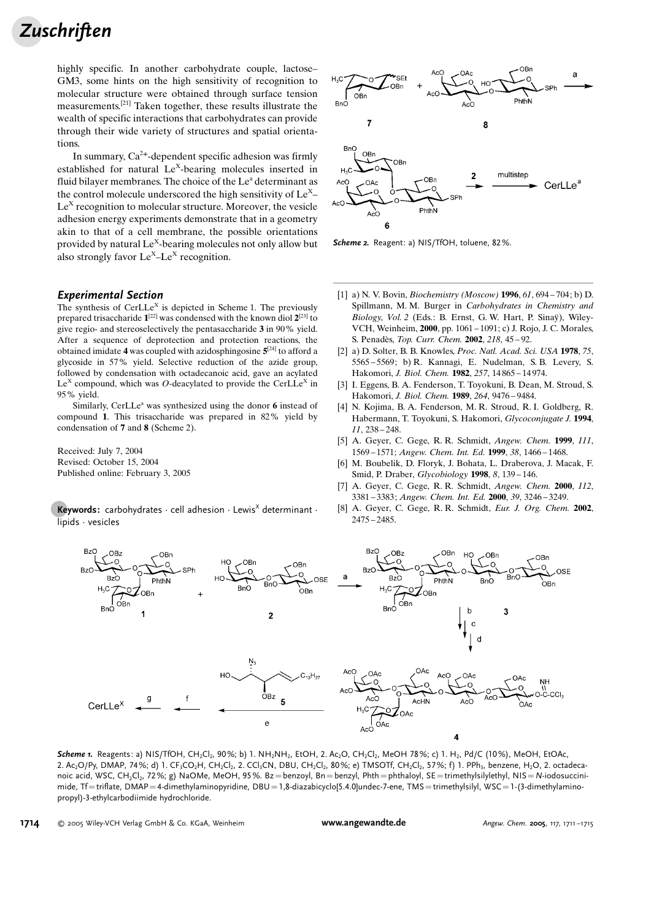highly specific. In another carbohydrate couple, lactose–GM3, some hints on the high sensitivity of recognition to molecular structure were obtained through surface tension measurements.[21] Taken together, these results illustrate the wealth of specific interactions that carbohydrates can provide through their wide variety of structures and spatial orientations.

In summary, $Ca^{2+}$-dependent specific adhesion was firmly established for natural $Le^X$-bearing molecules inserted in fluid bilayer membranes. The choice of the $Le^a$ determinant as the control molecule underscored the high sensitivity of $Le^X$–$Le^X$ recognition to molecular structure. Moreover, the vesicle adhesion energy experiments demonstrate that in a geometry akin to that of a cell membrane, the possible orientations provided by natural $Le^X$-bearing molecules not only allow but also strongly favor $Le^X$–$Le^X$ recognition.

## Experimental Section

The synthesis of $CerLLe^X$ is depicted in Scheme 1. The previously prepared trisaccharide **1**[22] was condensed with the known diol **2**[23] to give regio- and stereoselectively the pentasaccharide **3** in 90% yield. After a sequence of deprotection and protection reactions, the obtained imidate **4** was coupled with azidosphingosine **5**[24] to afford a glycoside in 57% yield. Selective reduction of the azide group, followed by condensation with octadecanoic acid, gave an acylated $Le^X$ compound, which was *O*-deacylated to provide the $CerLLe^X$ in 95% yield.

Similarly, $CerLLe^a$ was synthesized using the donor **6** instead of compound **1**. This trisaccharide was prepared in 82% yield by condensation of **7** and **8** (Scheme 2).

Received: July 7, 2004
Revised: October 15, 2004
Published online: February 3, 2005

**Keywords:** carbohydrates · cell adhesion · $Lewis^X$ determinant · lipids · vesicles

*Scheme 2.* Reagent: a) NIS/TfOH, toluene, 82%.

[1] a) N. V. Bovin, *Biochemistry (Moscow)* **1996**, *61*, 694–704; b) D. Spillmann, M. M. Burger in *Carbohydrates in Chemistry and Biology, Vol. 2* (Eds.: B. Ernst, G. W. Hart, P. Sinaÿ), Wiley-VCH, Weinheim, **2000**, pp. 1061–1091; c) J. Rojo, J. C. Morales, S. Penadès, *Top. Curr. Chem.* **2002**, *218*, 45–92.
[2] a) D. Solter, B. B. Knowles, *Proc. Natl. Acad. Sci. USA* **1978**, *75*, 5565–5569; b) R. Kannagi, E. Nudelman, S. B. Levery, S. Hakomori, *J. Biol. Chem.* **1982**, *257*, 14865–14974.
[3] I. Eggens, B. A. Fenderson, T. Toyokuni, B. Dean, M. Stroud, S. Hakomori, *J. Biol. Chem.* **1989**, *264*, 9476–9484.
[4] N. Kojima, B. A. Fenderson, M. R. Stroud, R. I. Goldberg, R. Habermann, T. Toyokuni, S. Hakomori, *Glycoconjugate J.* **1994**, *11*, 238–248.
[5] A. Geyer, C. Gege, R. R. Schmidt, *Angew. Chem.* **1999**, *111*, 1569–1571; *Angew. Chem. Int. Ed.* **1999**, *38*, 1466–1468.
[6] M. Boubelik, D. Floryk, J. Bohata, L. Draberova, J. Macak, F. Smid, P. Draber, *Glycobiology* **1998**, *8*, 139–146.
[7] A. Geyer, C. Gege, R. R. Schmidt, *Angew. Chem.* **2000**, *112*, 3381–3383; *Angew. Chem. Int. Ed.* **2000**, *39*, 3246–3249.
[8] A. Geyer, C. Gege, R. R. Schmidt, *Eur. J. Org. Chem.* **2002**, 2475–2485.

*Scheme 1.* Reagents: a) NIS/TfOH, $CH_2Cl_2$, 90%; b) 1. $NH_2NH_2$, EtOH, 2. $Ac_2O$, $CH_2Cl_2$, MeOH 78%; c) 1. $H_2$, Pd/C (10%), MeOH, EtOAc, 2. $Ac_2O$/Py, DMAP, 74%; d) 1. $CF_3CO_2H$, $CH_2Cl_2$, 2. $CCl_3CN$, DBU, $CH_2Cl_2$, 80%; e) TMSOTf, $CH_2Cl_2$, 57%; f) 1. $PPh_3$, benzene, $H_2O$, 2. octadecanoic acid, WSC, $CH_2Cl_2$, 72%; g) NaOMe, MeOH, 95%. Bz = benzoyl, Bn = benzyl, Phth = phthaloyl, SE = trimethylsilylethyl, NIS = *N*-iodosuccinimide, Tf = triflate, DMAP = 4-dimethylaminopyridine, DBU = 1,8-diazabicyclo[5.4.0]undec-7-ene, TMS = trimethylsilyl, WSC = 1-(3-dimethylaminopropyl)-3-ethylcarbodiimide hydrochloride.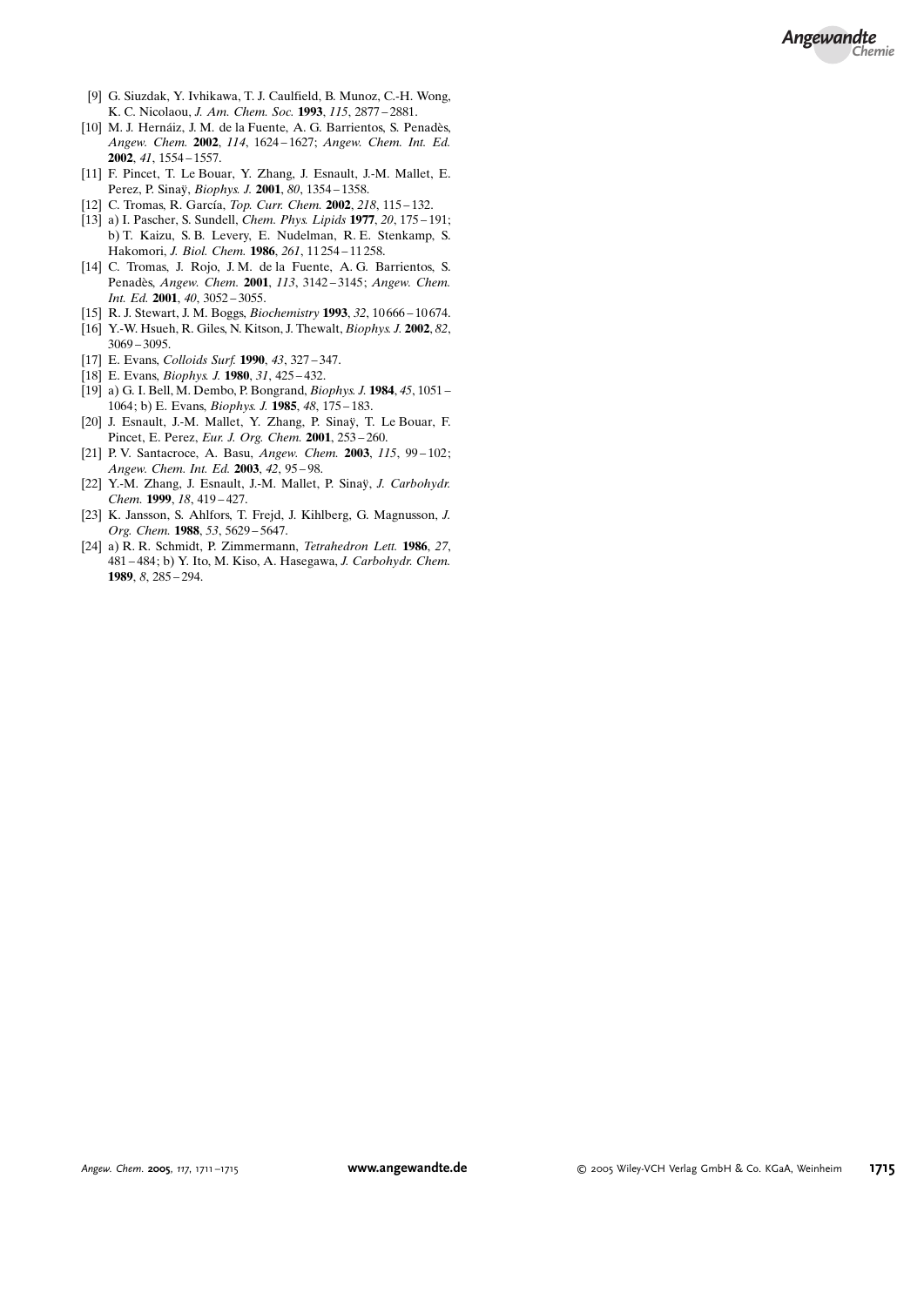[9] G. Siuzdak, Y. Ivhikawa, T. J. Caulfield, B. Munoz, C.-H. Wong, K. C. Nicolaou, *J. Am. Chem. Soc.* **1993**, *115*, 2877 – 2881.

[10] M. J. Hernáiz, J. M. de la Fuente, A. G. Barrientos, S. Penadès, *Angew. Chem.* **2002**, *114*, 1624 – 1627; *Angew. Chem. Int. Ed.* **2002**, *41*, 1554 – 1557.

[11] F. Pincet, T. Le Bouar, Y. Zhang, J. Esnault, J.-M. Mallet, E. Perez, P. Sinaÿ, *Biophys. J.* **2001**, *80*, 1354 – 1358.

[12] C. Tromas, R. García, *Top. Curr. Chem.* **2002**, *218*, 115 – 132.

[13] a) I. Pascher, S. Sundell, *Chem. Phys. Lipids* **1977**, *20*, 175 – 191; b) T. Kaizu, S. B. Levery, E. Nudelman, R. E. Stenkamp, S. Hakomori, *J. Biol. Chem.* **1986**, *261*, 11254 – 11258.

[14] C. Tromas, J. Rojo, J. M. de la Fuente, A. G. Barrientos, S. Penadès, *Angew. Chem.* **2001**, *113*, 3142 – 3145; *Angew. Chem. Int. Ed.* **2001**, *40*, 3052 – 3055.

[15] R. J. Stewart, J. M. Boggs, *Biochemistry* **1993**, *32*, 10666 – 10674.

[16] Y.-W. Hsueh, R. Giles, N. Kitson, J. Thewalt, *Biophys. J.* **2002**, *82*, 3069 – 3095.

[17] E. Evans, *Colloids Surf.* **1990**, *43*, 327 – 347.

[18] E. Evans, *Biophys. J.* **1980**, *31*, 425 – 432.

[19] a) G. I. Bell, M. Dembo, P. Bongrand, *Biophys. J.* **1984**, *45*, 1051 – 1064; b) E. Evans, *Biophys. J.* **1985**, *48*, 175 – 183.

[20] J. Esnault, J.-M. Mallet, Y. Zhang, P. Sinaÿ, T. Le Bouar, F. Pincet, E. Perez, *Eur. J. Org. Chem.* **2001**, 253 – 260.

[21] P. V. Santacroce, A. Basu, *Angew. Chem.* **2003**, *115*, 99 – 102; *Angew. Chem. Int. Ed.* **2003**, *42*, 95 – 98.

[22] Y.-M. Zhang, J. Esnault, J.-M. Mallet, P. Sinaÿ, *J. Carbohydr. Chem.* **1999**, *18*, 419 – 427.

[23] K. Jansson, S. Ahlfors, T. Frejd, J. Kihlberg, G. Magnusson, *J. Org. Chem.* **1988**, *53*, 5629 – 5647.

[24] a) R. R. Schmidt, P. Zimmermann, *Tetrahedron Lett.* **1986**, *27*, 481 – 484; b) Y. Ito, M. Kiso, A. Hasegawa, *J. Carbohydr. Chem.* **1989**, *8*, 285 – 294.